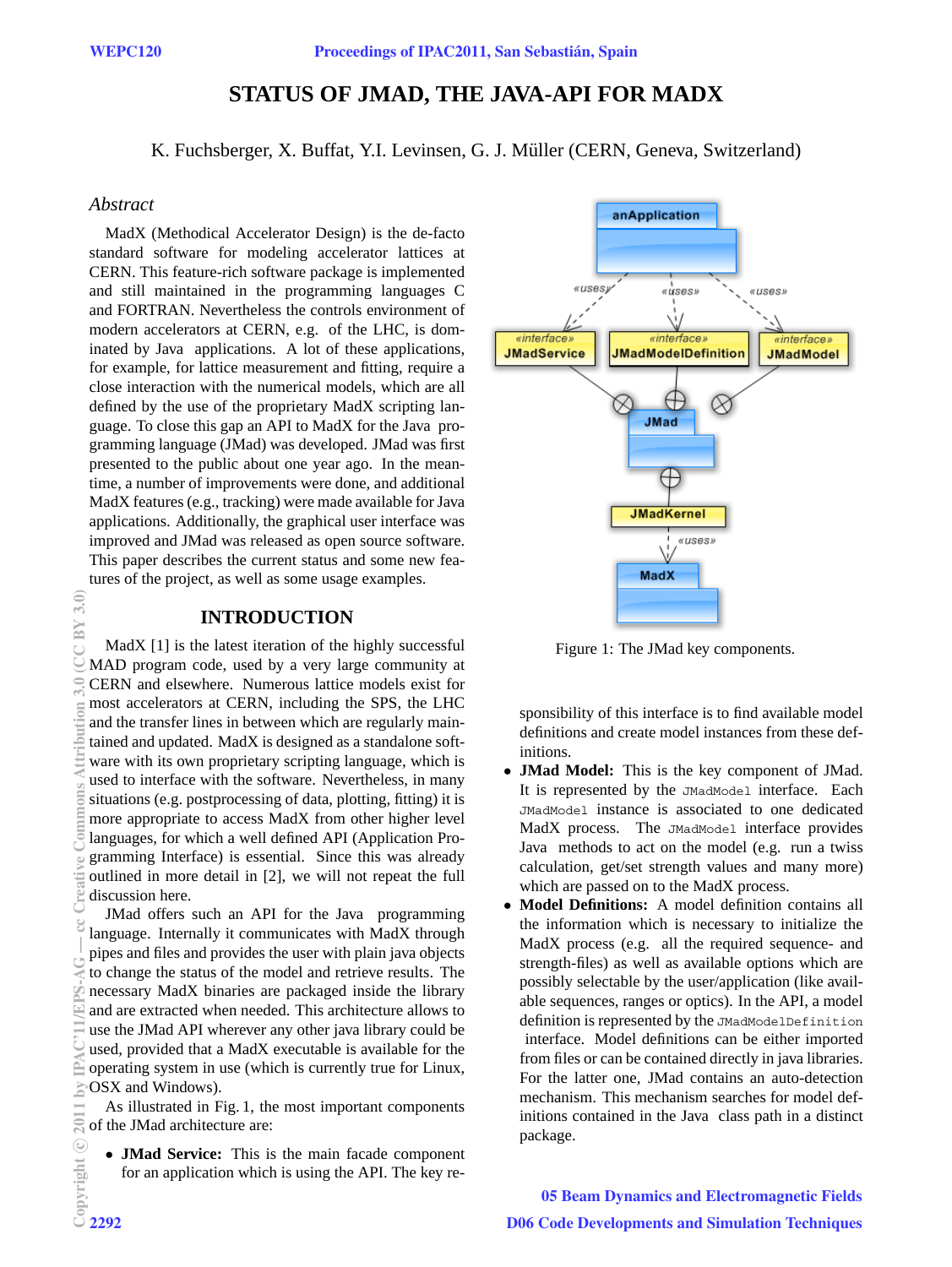# STATUS OF JMAD, THE JAVA-API FOR MADX

K. Fuchsberger, X. Buffat, Y.I. Levinsen, G. J. Müller (CERN, Geneva, Switzerland)

## *Abstract*

MadX (Methodical Accelerator Design) is the de-facto standard software for modeling accelerator lattices at CERN. This feature-rich software package is implemented and still maintained in the programming languages C and FORTRAN. Nevertheless the controls environment of modern accelerators at CERN, e.g. of the LHC, is dominated by Java applications. A lot of these applications, for example, for lattice measurement and fitting, require a close interaction with the numerical models, which are all defined by the use of the proprietary MadX scripting language. To close this gap an API to MadX for the Java programming language (JMad) was developed. JMad was first presented to the public about one year ago. In the meantime, a number of improvements were done, and additional MadX features (e.g., tracking) were made available for Java applications. Additionally, the graphical user interface was improved and JMad was released as open source software. This paper describes the current status and some new features of the project, as well as some usage examples.

## INTRODUCTION

MadX [1] is the latest iteration of the highly successful MAD program code, used by a very large community at CERN and elsewhere. Numerous lattice models exist for most accelerators at CERN, including the SPS, the LHC and the transfer lines in between which are regularly maintained and updated. MadX is designed as a standalone software with its own proprietary scripting language, which is used to interface with the software. Nevertheless, in many situations (e.g. postprocessing of data, plotting, fitting) it is more appropriate to access MadX from other higher level languages, for which a well defined API (Application Programming Interface) is essential. Since this was already outlined in more detail in [2], we will not repeat the full discussion here.

JMad offers such an API for the Java programming language. Internally it communicates with MadX through pipes and files and provides the user with plain java objects to change the status of the model and retrieve results. The necessary MadX binaries are packaged inside the library and are extracted when needed. This architecture allows to use the JMad API wherever any other java library could be used, provided that a MadX executable is available for the operating system in use (which is currently true for Linux, OSX and Windows).

As illustrated in Fig. 1, the most important components of the JMad architecture are:

- **JMad Service:** This is the main facade component for an application which is using the API. The key responsibility of this interface is to find available model definitions and create model instances from these definitions.
- **JMad Model:** This is the key component of JMad. It is represented by the `JMadModel` interface. Each `JMadModel` instance is associated to one dedicated MadX process. The `JMadModel` interface provides Java methods to act on the model (e.g. run a twiss calculation, get/set strength values and many more) which are passed on to the MadX process.
- **Model Definitions:** A model definition contains all the information which is necessary to initialize the MadX process (e.g. all the required sequence- and strength-files) as well as available options which are possibly selectable by the user/application (like available sequences, ranges or optics). In the API, a model definition is represented by the `JMadModelDefinition` interface. Model definitions can be either imported from files or can be contained directly in java libraries. For the latter one, JMad contains an auto-detection mechanism. This mechanism searches for model definitions contained in the Java class path in a distinct package.

Figure 1: The JMad key components.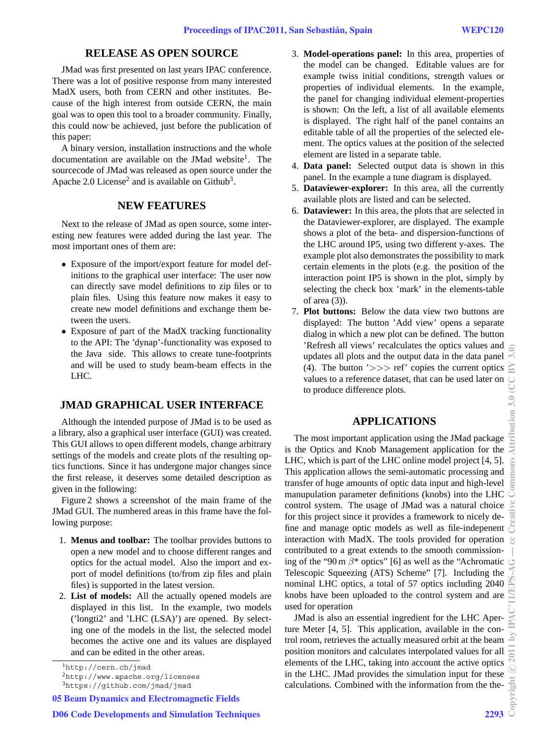## RELEASE AS OPEN SOURCE

JMad was first presented on last years IPAC conference. There was a lot of positive response from many interested MadX users, both from CERN and other institutes. Because of the high interest from outside CERN, the main goal was to open this tool to a broader community. Finally, this could now be achieved, just before the publication of this paper:

A binary version, installation instructions and the whole documentation are available on the JMad website[1]. The sourcecode of JMad was released as open source under the Apache 2.0 License[2] and is available on Github[3].

## NEW FEATURES

Next to the release of JMad as open source, some interesting new features were added during the last year. The most important ones of them are:

- Exposure of the import/export feature for model definitions to the graphical user interface: The user now can directly save model definitions to zip files or to plain files. Using this feature now makes it easy to create new model definitions and exchange them between the users.
- Exposure of part of the MadX tracking functionality to the API: The 'dynap'-functionality was exposed to the Java side. This allows to create tune-footprints and will be used to study beam-beam effects in the LHC.

## JMAD GRAPHICAL USER INTERFACE

Although the intended purpose of JMad is to be used as a library, also a graphical user interface (GUI) was created. This GUI allows to open different models, change arbitrary settings of the models and create plots of the resulting optics functions. Since it has undergone major changes since the first release, it deserves some detailed description as given in the following:

Figure 2 shows a screenshot of the main frame of the JMad GUI. The numbered areas in this frame have the following purpose:

1. **Menus and toolbar:** The toolbar provides buttons to open a new model and to choose different ranges and optics for the actual model. Also the import and export of model definitions (to/from zip files and plain files) is supported in the latest version.
2. **List of models:** All the actually opened models are displayed in this list. In the example, two models ('longti2' and 'LHC (LSA)') are opened. By selecting one of the models in the list, the selected model becomes the active one and its values are displayed and can be edited in the other areas.
3. **Model-operations panel:** In this area, properties of the model can be changed. Editable values are for example twiss initial conditions, strength values or properties of individual elements. In the example, the panel for changing individual element-properties is shown: On the left, a list of all available elements is displayed. The right half of the panel contains an editable table of all the properties of the selected element. The optics values at the position of the selected element are listed in a separate table.
4. **Data panel:** Selected output data is shown in this panel. In the example a tune diagram is displayed.
5. **Dataviewer-explorer:** In this area, all the currently available plots are listed and can be selected.
6. **Dataviewer:** In this area, the plots that are selected in the Dataviewer-explorer, are displayed. The example shows a plot of the beta- and dispersion-functions of the LHC around IP5, using two different y-axes. The example plot also demonstrates the possibility to mark certain elements in the plots (e.g. the position of the interaction point IP5 is shown in the plot, simply by selecting the check box 'mark' in the elements-table of area (3)).
7. **Plot buttons:** Below the data view two buttons are displayed: The button 'Add view' opens a separate dialog in which a new plot can be defined. The button 'Refresh all views' recalculates the optics values and updates all plots and the output data in the data panel (4). The button '>>> ref' copies the current optics values to a reference dataset, that can be used later on to produce difference plots.

[1] http://cern.ch/jmad
[2] http://www.apache.org/licenses
[3] https://github.com/jmad/jmad

## APPLICATIONS

The most important application using the JMad package is the Optics and Knob Management application for the LHC, which is part of the LHC online model project [4, 5]. This application allows the semi-automatic processing and transfer of huge amounts of optic data input and high-level manupulation parameter definitions (knobs) into the LHC control system. The usage of JMad was a natural choice for this project since it provides a framework to nicely define and manage optic models as well as file-indepenent interaction with MadX. The tools provided for operation contributed to a great extends to the smooth commissioning of the "90 m $\beta$\* optics" [6] as well as the "Achromatic Telescopic Squeezing (ATS) Scheme" [7]. Including the nominal LHC optics, a total of 57 optics including 2040 knobs have been uploaded to the control system and are used for operation

JMad is also an essential ingredient for the LHC Aperture Meter [4, 5]. This application, available in the control room, retrieves the actually measured orbit at the beam position monitors and calculates interpolated values for all elements of the LHC, taking into account the active optics in the LHC. JMad provides the simulation input for these calculations. Combined with the information from the the-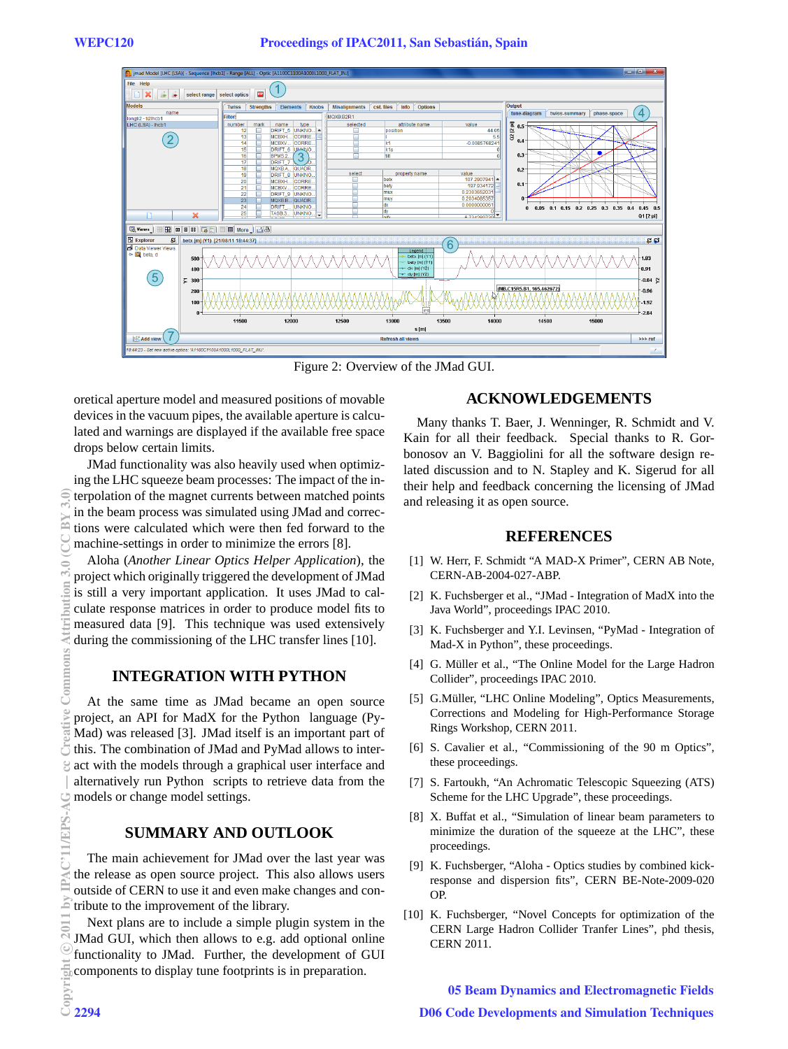Figure 2: Overview of the JMad GUI.

oretical aperture model and measured positions of movable devices in the vacuum pipes, the available aperture is calculated and warnings are displayed if the available free space drops below certain limits.

JMad functionality was also heavily used when optimizing the LHC squeeze beam processes: The impact of the interpolation of the magnet currents between matched points in the beam process was simulated using JMad and corrections were calculated which were then fed forward to the machine-settings in order to minimize the errors [8].

Aloha (*Another Linear Optics Helper Application*), the project which originally triggered the development of JMad is still a very important application. It uses JMad to calculate response matrices in order to produce model fits to measured data [9]. This technique was used extensively during the commissioning of the LHC transfer lines [10].

## INTEGRATION WITH PYTHON

At the same time as JMad became an open source project, an API for MadX for the Python language (PyMad) was released [3]. JMad itself is an important part of this. The combination of JMad and PyMad allows to interact with the models through a graphical user interface and alternatively run Python scripts to retrieve data from the models or change model settings.

## SUMMARY AND OUTLOOK

The main achievement for JMad over the last year was the release as open source project. This also allows users outside of CERN to use it and even make changes and contribute to the improvement of the library.

Next plans are to include a simple plugin system in the JMad GUI, which then allows to e.g. add optional online functionality to JMad. Further, the development of GUI components to display tune footprints is in preparation.

## ACKNOWLEDGEMENTS

Many thanks T. Baer, J. Wenninger, R. Schmidt and V. Kain for all their feedback. Special thanks to R. Gorbonosov an V. Baggiolini for all the software design related discussion and to N. Stapley and K. Sigerud for all their help and feedback concerning the licensing of JMad and releasing it as open source.

## REFERENCES

[1] W. Herr, F. Schmidt "A MAD-X Primer", CERN AB Note, CERN-AB-2004-027-ABP.

[2] K. Fuchsberger et al., "JMad - Integration of MadX into the Java World", proceedings IPAC 2010.

[3] K. Fuchsberger and Y.I. Levinsen, "PyMad - Integration of Mad-X in Python", these proceedings.

[4] G. Müller et al., "The Online Model for the Large Hadron Collider", proceedings IPAC 2010.

[5] G.Müller, "LHC Online Modeling", Optics Measurements, Corrections and Modeling for High-Performance Storage Rings Workshop, CERN 2011.

[6] S. Cavalier et al., "Commissioning of the 90 m Optics", these proceedings.

[7] S. Fartoukh, "An Achromatic Telescopic Squeezing (ATS) Scheme for the LHC Upgrade", these proceedings.

[8] X. Buffat et al., "Simulation of linear beam parameters to minimize the duration of the squeeze at the LHC", these proceedings.

[9] K. Fuchsberger, "Aloha - Optics studies by combined kick-response and dispersion fits", CERN BE-Note-2009-020 OP.

[10] K. Fuchsberger, "Novel Concepts for optimization of the CERN Large Hadron Collider Tranfer Lines", phd thesis, CERN 2011.